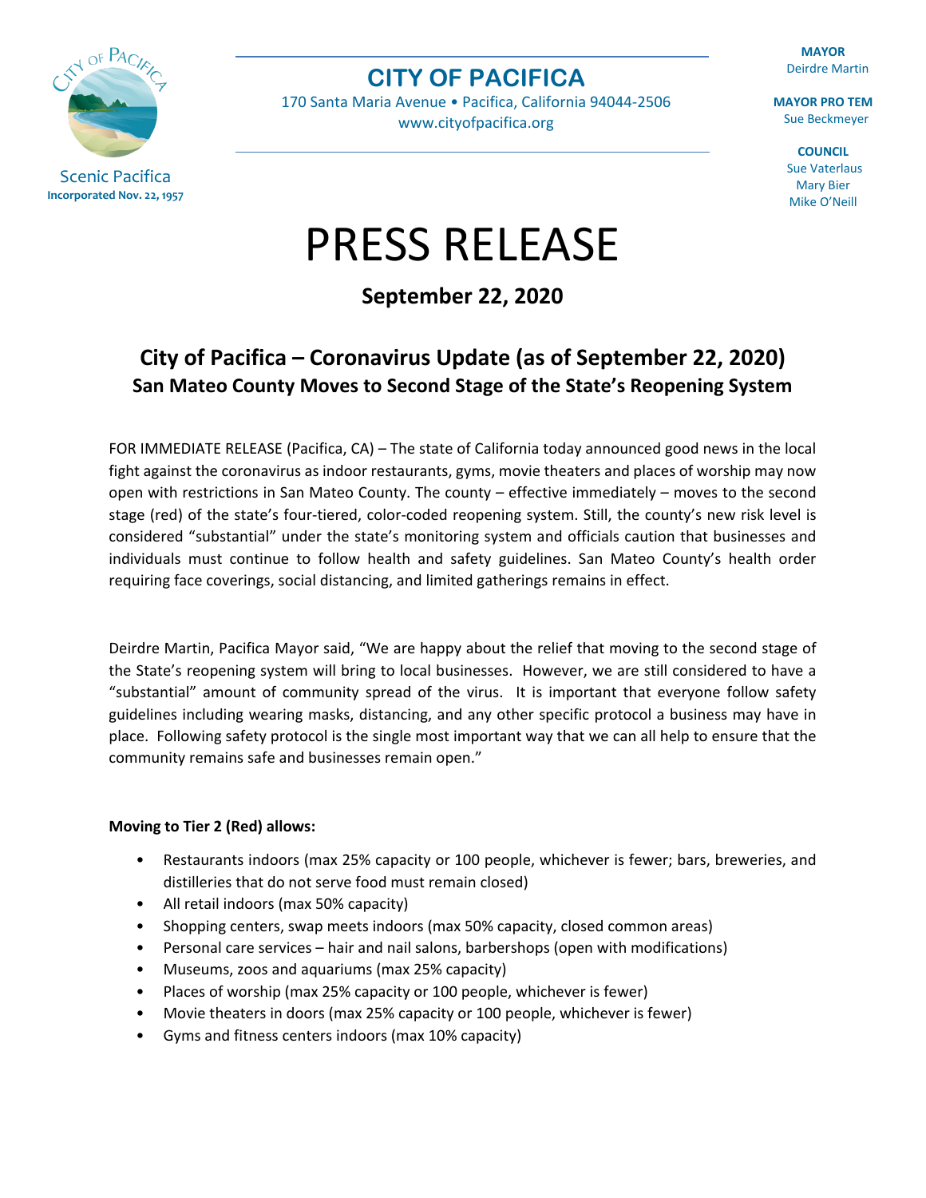Scenic Pacifica
**Incorporated Nov. 22, 1957**

# CITY OF PACIFICA

170 Santa Maria Avenue • Pacifica, California 94044-2506
www.cityofpacifica.org

**MAYOR**
Deirdre Martin

**MAYOR PRO TEM**
Sue Beckmeyer

**COUNCIL**
Sue Vaterlaus
Mary Bier
Mike O'Neill

# PRESS RELEASE

**September 22, 2020**

## City of Pacifica – Coronavirus Update (as of September 22, 2020)

### San Mateo County Moves to Second Stage of the State's Reopening System

FOR IMMEDIATE RELEASE (Pacifica, CA) – The state of California today announced good news in the local fight against the coronavirus as indoor restaurants, gyms, movie theaters and places of worship may now open with restrictions in San Mateo County. The county – effective immediately – moves to the second stage (red) of the state's four-tiered, color-coded reopening system. Still, the county's new risk level is considered "substantial" under the state's monitoring system and officials caution that businesses and individuals must continue to follow health and safety guidelines. San Mateo County's health order requiring face coverings, social distancing, and limited gatherings remains in effect.

Deirdre Martin, Pacifica Mayor said, "We are happy about the relief that moving to the second stage of the State's reopening system will bring to local businesses. However, we are still considered to have a "substantial" amount of community spread of the virus. It is important that everyone follow safety guidelines including wearing masks, distancing, and any other specific protocol a business may have in place. Following safety protocol is the single most important way that we can all help to ensure that the community remains safe and businesses remain open."

**Moving to Tier 2 (Red) allows:**

- Restaurants indoors (max 25% capacity or 100 people, whichever is fewer; bars, breweries, and distilleries that do not serve food must remain closed)
- All retail indoors (max 50% capacity)
- Shopping centers, swap meets indoors (max 50% capacity, closed common areas)
- Personal care services – hair and nail salons, barbershops (open with modifications)
- Museums, zoos and aquariums (max 25% capacity)
- Places of worship (max 25% capacity or 100 people, whichever is fewer)
- Movie theaters in doors (max 25% capacity or 100 people, whichever is fewer)
- Gyms and fitness centers indoors (max 10% capacity)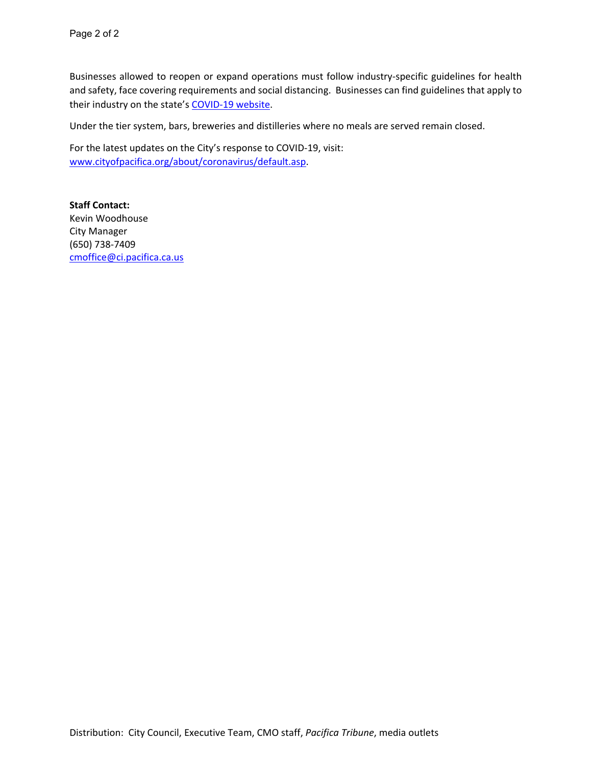Businesses allowed to reopen or expand operations must follow industry-specific guidelines for health and safety, face covering requirements and social distancing. Businesses can find guidelines that apply to their industry on the state's COVID-19 website.

Under the tier system, bars, breweries and distilleries where no meals are served remain closed.

For the latest updates on the City's response to COVID-19, visit: www.cityofpacifica.org/about/coronavirus/default.asp.

**Staff Contact:**
Kevin Woodhouse
City Manager
(650) 738-7409
cmoffice@ci.pacifica.ca.us

Distribution: City Council, Executive Team, CMO staff, *Pacifica Tribune*, media outlets